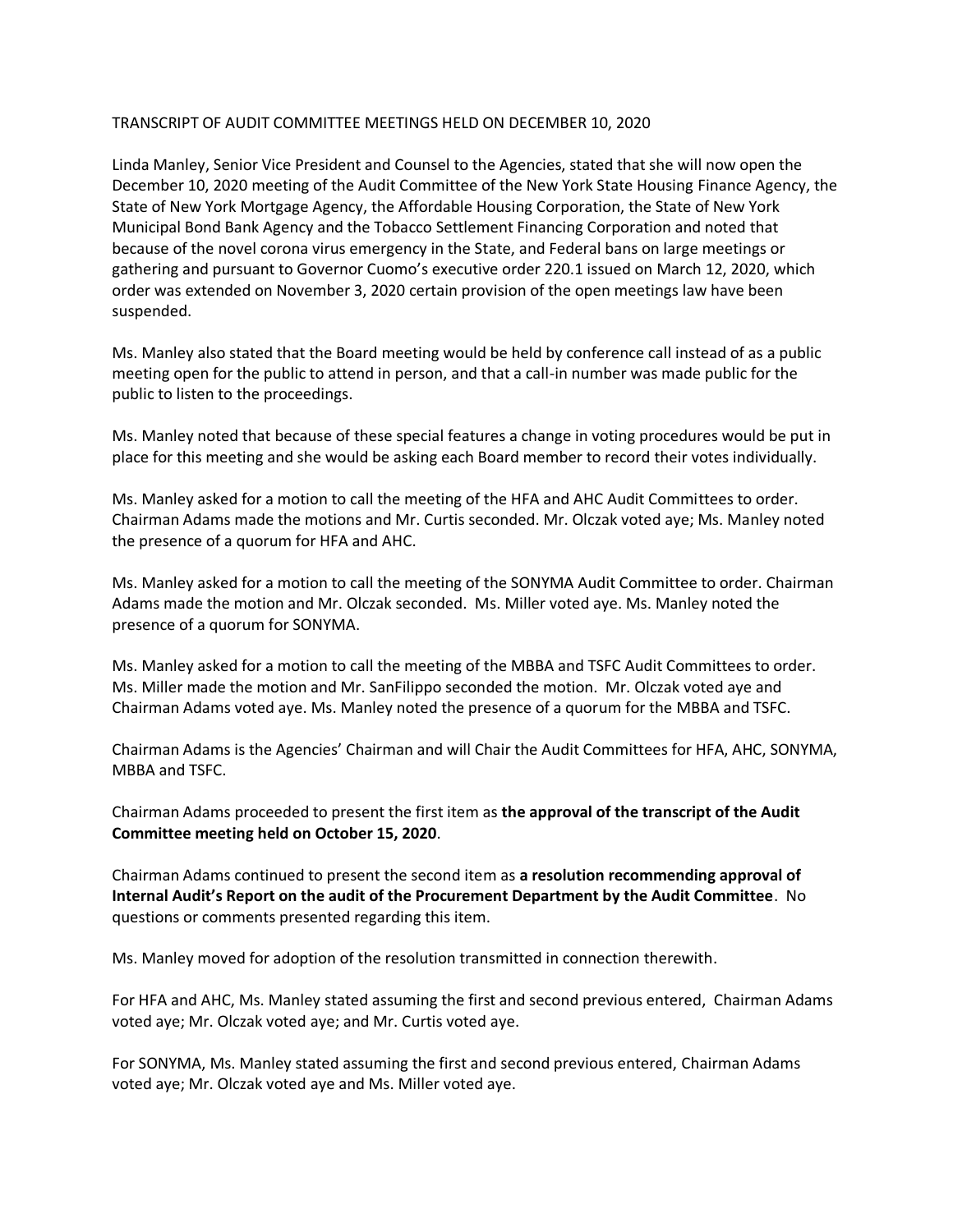TRANSCRIPT OF AUDIT COMMITTEE MEETINGS HELD ON DECEMBER 10, 2020

Linda Manley, Senior Vice President and Counsel to the Agencies, stated that she will now open the December 10, 2020 meeting of the Audit Committee of the New York State Housing Finance Agency, the State of New York Mortgage Agency, the Affordable Housing Corporation, the State of New York Municipal Bond Bank Agency and the Tobacco Settlement Financing Corporation and noted that because of the novel corona virus emergency in the State, and Federal bans on large meetings or gathering and pursuant to Governor Cuomo's executive order 220.1 issued on March 12, 2020, which order was extended on November 3, 2020 certain provision of the open meetings law have been suspended.

Ms. Manley also stated that the Board meeting would be held by conference call instead of as a public meeting open for the public to attend in person, and that a call-in number was made public for the public to listen to the proceedings.

Ms. Manley noted that because of these special features a change in voting procedures would be put in place for this meeting and she would be asking each Board member to record their votes individually.

Ms. Manley asked for a motion to call the meeting of the HFA and AHC Audit Committees to order. Chairman Adams made the motions and Mr. Curtis seconded. Mr. Olczak voted aye; Ms. Manley noted the presence of a quorum for HFA and AHC.

Ms. Manley asked for a motion to call the meeting of the SONYMA Audit Committee to order. Chairman Adams made the motion and Mr. Olczak seconded. Ms. Miller voted aye. Ms. Manley noted the presence of a quorum for SONYMA.

Ms. Manley asked for a motion to call the meeting of the MBBA and TSFC Audit Committees to order. Ms. Miller made the motion and Mr. SanFilippo seconded the motion. Mr. Olczak voted aye and Chairman Adams voted aye. Ms. Manley noted the presence of a quorum for the MBBA and TSFC.

Chairman Adams is the Agencies' Chairman and will Chair the Audit Committees for HFA, AHC, SONYMA, MBBA and TSFC.

Chairman Adams proceeded to present the first item as **the approval of the transcript of the Audit Committee meeting held on October 15, 2020**.

Chairman Adams continued to present the second item as **a resolution recommending approval of Internal Audit's Report on the audit of the Procurement Department by the Audit Committee**. No questions or comments presented regarding this item.

Ms. Manley moved for adoption of the resolution transmitted in connection therewith.

For HFA and AHC, Ms. Manley stated assuming the first and second previous entered, Chairman Adams voted aye; Mr. Olczak voted aye; and Mr. Curtis voted aye.

For SONYMA, Ms. Manley stated assuming the first and second previous entered, Chairman Adams voted aye; Mr. Olczak voted aye and Ms. Miller voted aye.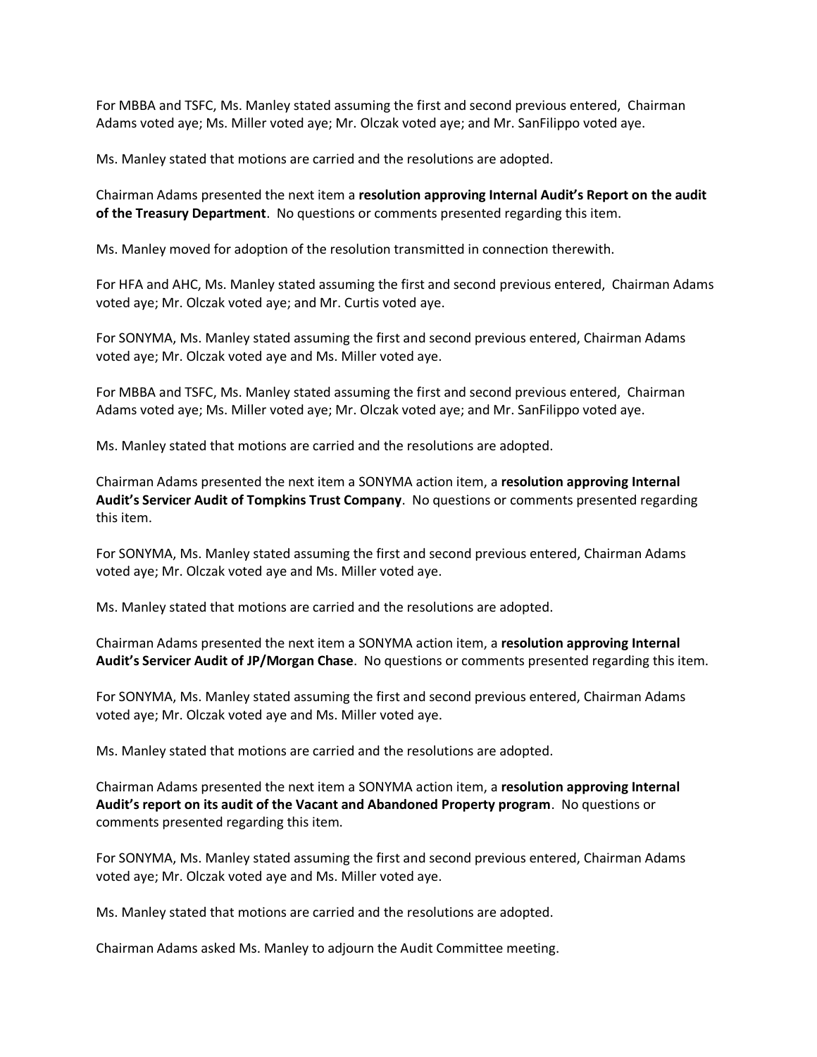For MBBA and TSFC, Ms. Manley stated assuming the first and second previous entered, Chairman Adams voted aye; Ms. Miller voted aye; Mr. Olczak voted aye; and Mr. SanFilippo voted aye.

Ms. Manley stated that motions are carried and the resolutions are adopted.

Chairman Adams presented the next item a **resolution approving Internal Audit's Report on the audit of the Treasury Department**. No questions or comments presented regarding this item.

Ms. Manley moved for adoption of the resolution transmitted in connection therewith.

For HFA and AHC, Ms. Manley stated assuming the first and second previous entered, Chairman Adams voted aye; Mr. Olczak voted aye; and Mr. Curtis voted aye.

For SONYMA, Ms. Manley stated assuming the first and second previous entered, Chairman Adams voted aye; Mr. Olczak voted aye and Ms. Miller voted aye.

For MBBA and TSFC, Ms. Manley stated assuming the first and second previous entered, Chairman Adams voted aye; Ms. Miller voted aye; Mr. Olczak voted aye; and Mr. SanFilippo voted aye.

Ms. Manley stated that motions are carried and the resolutions are adopted.

Chairman Adams presented the next item a SONYMA action item, a **resolution approving Internal Audit's Servicer Audit of Tompkins Trust Company**. No questions or comments presented regarding this item.

For SONYMA, Ms. Manley stated assuming the first and second previous entered, Chairman Adams voted aye; Mr. Olczak voted aye and Ms. Miller voted aye.

Ms. Manley stated that motions are carried and the resolutions are adopted.

Chairman Adams presented the next item a SONYMA action item, a **resolution approving Internal Audit's Servicer Audit of JP/Morgan Chase**. No questions or comments presented regarding this item.

For SONYMA, Ms. Manley stated assuming the first and second previous entered, Chairman Adams voted aye; Mr. Olczak voted aye and Ms. Miller voted aye.

Ms. Manley stated that motions are carried and the resolutions are adopted.

Chairman Adams presented the next item a SONYMA action item, a **resolution approving Internal Audit's report on its audit of the Vacant and Abandoned Property program**. No questions or comments presented regarding this item.

For SONYMA, Ms. Manley stated assuming the first and second previous entered, Chairman Adams voted aye; Mr. Olczak voted aye and Ms. Miller voted aye.

Ms. Manley stated that motions are carried and the resolutions are adopted.

Chairman Adams asked Ms. Manley to adjourn the Audit Committee meeting.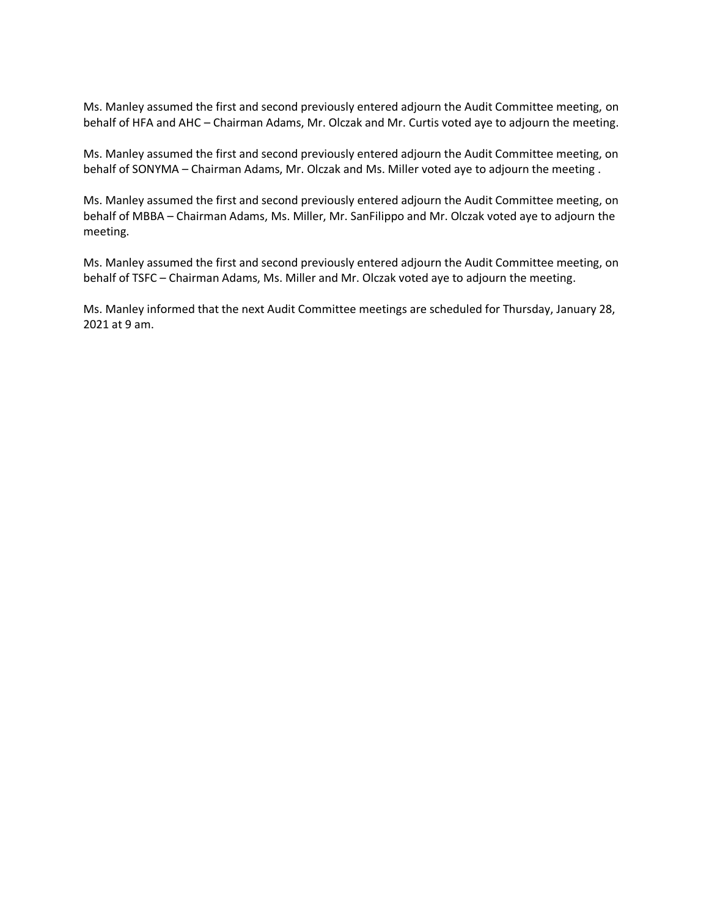Ms. Manley assumed the first and second previously entered adjourn the Audit Committee meeting, on behalf of HFA and AHC – Chairman Adams, Mr. Olczak and Mr. Curtis voted aye to adjourn the meeting.

Ms. Manley assumed the first and second previously entered adjourn the Audit Committee meeting, on behalf of SONYMA – Chairman Adams, Mr. Olczak and Ms. Miller voted aye to adjourn the meeting .

Ms. Manley assumed the first and second previously entered adjourn the Audit Committee meeting, on behalf of MBBA – Chairman Adams, Ms. Miller, Mr. SanFilippo and Mr. Olczak voted aye to adjourn the meeting.

Ms. Manley assumed the first and second previously entered adjourn the Audit Committee meeting, on behalf of TSFC – Chairman Adams, Ms. Miller and Mr. Olczak voted aye to adjourn the meeting.

Ms. Manley informed that the next Audit Committee meetings are scheduled for Thursday, January 28, 2021 at 9 am.